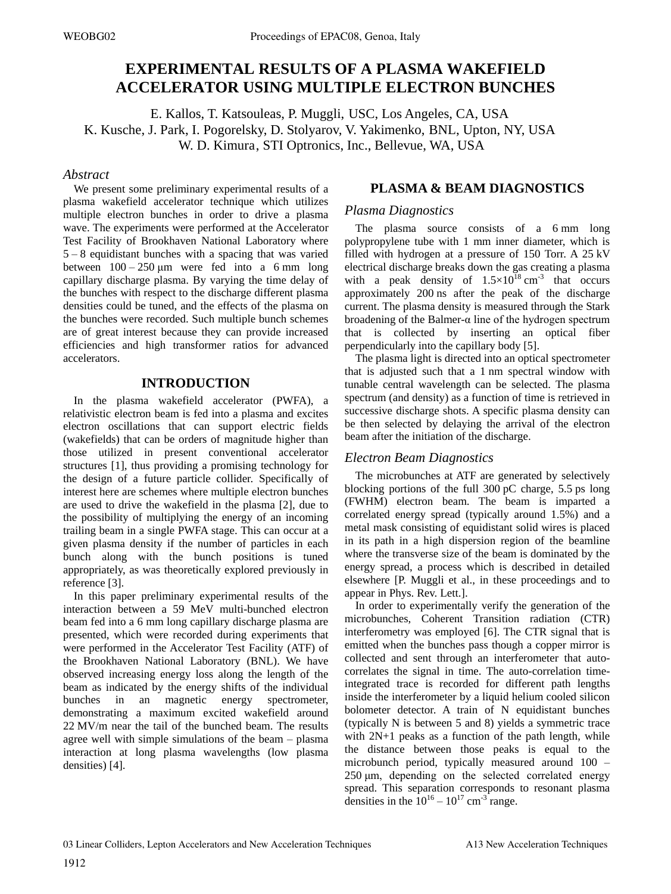# EXPERIMENTAL RESULTS OF A PLASMA WAKEFIELD ACCELERATOR USING MULTIPLE ELECTRON BUNCHES

E. Kallos, T. Katsouleas, P. Muggli, USC, Los Angeles, CA, USA
K. Kusche, J. Park, I. Pogorelsky, D. Stolyarov, V. Yakimenko, BNL, Upton, NY, USA
W. D. Kimura, STI Optronics, Inc., Bellevue, WA, USA

## *Abstract*

We present some preliminary experimental results of a plasma wakefield accelerator technique which utilizes multiple electron bunches in order to drive a plasma wave. The experiments were performed at the Accelerator Test Facility of Brookhaven National Laboratory where 5 – 8 equidistant bunches with a spacing that was varied between 100 – 250 μm were fed into a 6 mm long capillary discharge plasma. By varying the time delay of the bunches with respect to the discharge different plasma densities could be tuned, and the effects of the plasma on the bunches were recorded. Such multiple bunch schemes are of great interest because they can provide increased efficiencies and high transformer ratios for advanced accelerators.

## INTRODUCTION

In the plasma wakefield accelerator (PWFA), a relativistic electron beam is fed into a plasma and excites electron oscillations that can support electric fields (wakefields) that can be orders of magnitude higher than those utilized in present conventional accelerator structures [1], thus providing a promising technology for the design of a future particle collider. Specifically of interest here are schemes where multiple electron bunches are used to drive the wakefield in the plasma [2], due to the possibility of multiplying the energy of an incoming trailing beam in a single PWFA stage. This can occur at a given plasma density if the number of particles in each bunch along with the bunch positions is tuned appropriately, as was theoretically explored previously in reference [3].

In this paper preliminary experimental results of the interaction between a 59 MeV multi-bunched electron beam fed into a 6 mm long capillary discharge plasma are presented, which were recorded during experiments that were performed in the Accelerator Test Facility (ATF) of the Brookhaven National Laboratory (BNL). We have observed increasing energy loss along the length of the beam as indicated by the energy shifts of the individual bunches in an magnetic energy spectrometer, demonstrating a maximum excited wakefield around 22 MV/m near the tail of the bunched beam. The results agree well with simple simulations of the beam – plasma interaction at long plasma wavelengths (low plasma densities) [4].

## PLASMA & BEAM DIAGNOSTICS

### *Plasma Diagnostics*

The plasma source consists of a 6 mm long polypropylene tube with 1 mm inner diameter, which is filled with hydrogen at a pressure of 150 Torr. A 25 kV electrical discharge breaks down the gas creating a plasma with a peak density of $1.5\times10^{18}$ cm$^{-3}$ that occurs approximately 200 ns after the peak of the discharge current. The plasma density is measured through the Stark broadening of the Balmer-α line of the hydrogen spectrum that is collected by inserting an optical fiber perpendicularly into the capillary body [5].

The plasma light is directed into an optical spectrometer that is adjusted such that a 1 nm spectral window with tunable central wavelength can be selected. The plasma spectrum (and density) as a function of time is retrieved in successive discharge shots. A specific plasma density can be then selected by delaying the arrival of the electron beam after the initiation of the discharge.

### *Electron Beam Diagnostics*

The microbunches at ATF are generated by selectively blocking portions of the full 300 pC charge, 5.5 ps long (FWHM) electron beam. The beam is imparted a correlated energy spread (typically around 1.5%) and a metal mask consisting of equidistant solid wires is placed in its path in a high dispersion region of the beamline where the transverse size of the beam is dominated by the energy spread, a process which is described in detailed elsewhere [P. Muggli et al., in these proceedings and to appear in Phys. Rev. Lett.].

In order to experimentally verify the generation of the microbunches, Coherent Transition radiation (CTR) interferometry was employed [6]. The CTR signal that is emitted when the bunches pass though a copper mirror is collected and sent through an interferometer that auto-correlates the signal in time. The auto-correlation time-integrated trace is recorded for different path lengths inside the interferometer by a liquid helium cooled silicon bolometer detector. A train of N equidistant bunches (typically N is between 5 and 8) yields a symmetric trace with 2N+1 peaks as a function of the path length, while the distance between those peaks is equal to the microbunch period, typically measured around 100 – 250 μm, depending on the selected correlated energy spread. This separation corresponds to resonant plasma densities in the $10^{16}$ – $10^{17}$ cm$^{-3}$ range.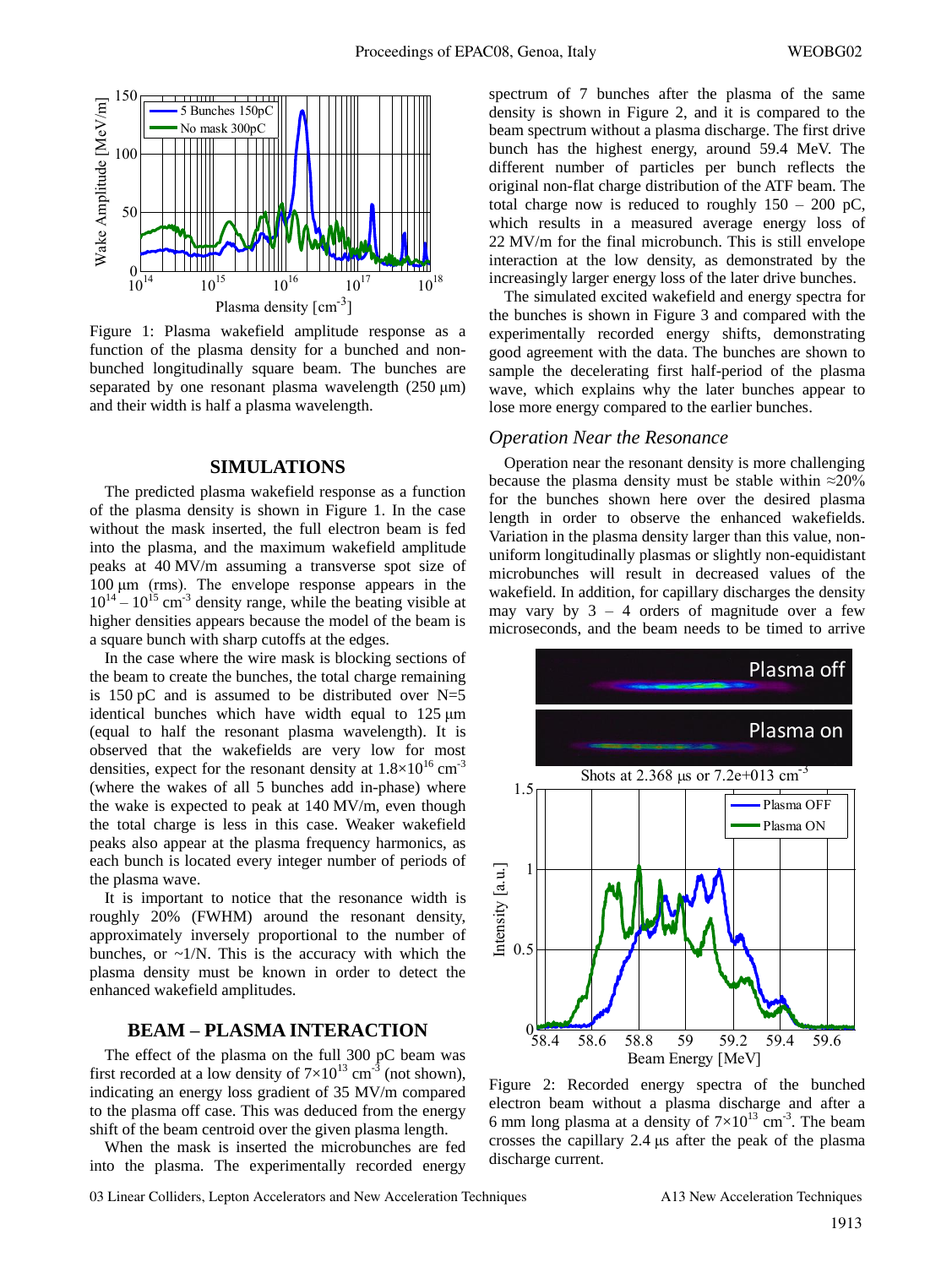Figure 1: Plasma wakefield amplitude response as a function of the plasma density for a bunched and non-bunched longitudinally square beam. The bunches are separated by one resonant plasma wavelength (250 μm) and their width is half a plasma wavelength.

## SIMULATIONS

The predicted plasma wakefield response as a function of the plasma density is shown in Figure 1. In the case without the mask inserted, the full electron beam is fed into the plasma, and the maximum wakefield amplitude peaks at 40 MV/m assuming a transverse spot size of 100 μm (rms). The envelope response appears in the $10^{14} – 10^{15}$ cm$^{-3}$ density range, while the beating visible at higher densities appears because the model of the beam is a square bunch with sharp cutoffs at the edges.

In the case where the wire mask is blocking sections of the beam to create the bunches, the total charge remaining is 150 pC and is assumed to be distributed over N=5 identical bunches which have width equal to 125 μm (equal to half the resonant plasma wavelength). It is observed that the wakefields are very low for most densities, expect for the resonant density at $1.8\times10^{16}$ cm$^{-3}$ (where the wakes of all 5 bunches add in-phase) where the wake is expected to peak at 140 MV/m, even though the total charge is less in this case. Weaker wakefield peaks also appear at the plasma frequency harmonics, as each bunch is located every integer number of periods of the plasma wave.

It is important to notice that the resonance width is roughly 20% (FWHM) around the resonant density, approximately inversely proportional to the number of bunches, or ~1/N. This is the accuracy with which the plasma density must be known in order to detect the enhanced wakefield amplitudes.

## BEAM – PLASMA INTERACTION

The effect of the plasma on the full 300 pC beam was first recorded at a low density of $7\times10^{13}$ cm$^{-3}$ (not shown), indicating an energy loss gradient of 35 MV/m compared to the plasma off case. This was deduced from the energy shift of the beam centroid over the given plasma length.

When the mask is inserted the microbunches are fed into the plasma. The experimentally recorded energy spectrum of 7 bunches after the plasma of the same density is shown in Figure 2, and it is compared to the beam spectrum without a plasma discharge. The first drive bunch has the highest energy, around 59.4 MeV. The different number of particles per bunch reflects the original non-flat charge distribution of the ATF beam. The total charge now is reduced to roughly 150 – 200 pC, which results in a measured average energy loss of 22 MV/m for the final microbunch. This is still envelope interaction at the low density, as demonstrated by the increasingly larger energy loss of the later drive bunches.

The simulated excited wakefield and energy spectra for the bunches is shown in Figure 3 and compared with the experimentally recorded energy shifts, demonstrating good agreement with the data. The bunches are shown to sample the decelerating first half-period of the plasma wave, which explains why the later bunches appear to lose more energy compared to the earlier bunches.

### *Operation Near the Resonance*

Operation near the resonant density is more challenging because the plasma density must be stable within ≈20% for the bunches shown here over the desired plasma length in order to observe the enhanced wakefields. Variation in the plasma density larger than this value, non-uniform longitudinally plasmas or slightly non-equidistant microbunches will result in decreased values of the wakefield. In addition, for capillary discharges the density may vary by 3 – 4 orders of magnitude over a few microseconds, and the beam needs to be timed to arrive

Figure 2: Recorded energy spectra of the bunched electron beam without a plasma discharge and after a 6 mm long plasma at a density of $7\times10^{13}$ cm$^{-3}$. The beam crosses the capillary 2.4 μs after the peak of the plasma discharge current.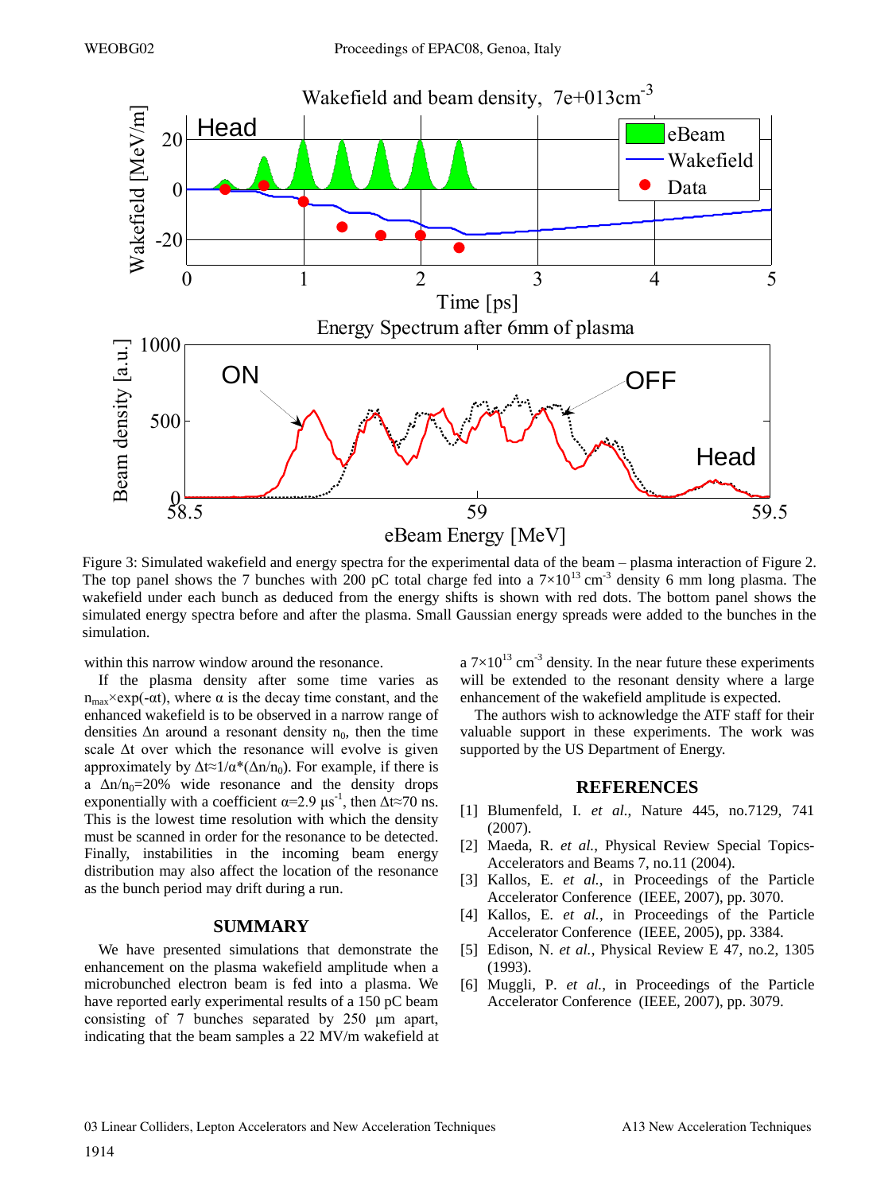Wakefield and beam density, 7e+013cm-3

Head

eBeam
Wakefield
Data

Wakefield [MeV/m]

20
0
-20

0 1 2 3 4 5

Time [ps]

Energy Spectrum after 6mm of plasma

Beam density [a.u.]

1000
500
0

ON

OFF

Head

58.5 59 59.5

eBeam Energy [MeV]

Figure 3: Simulated wakefield and energy spectra for the experimental data of the beam – plasma interaction of Figure 2. The top panel shows the 7 bunches with 200 pC total charge fed into a $7\times10^{13}$ cm$^{-3}$ density 6 mm long plasma. The wakefield under each bunch as deduced from the energy shifts is shown with red dots. The bottom panel shows the simulated energy spectra before and after the plasma. Small Gaussian energy spreads were added to the bunches in the simulation.

within this narrow window around the resonance.

If the plasma density after some time varies as $n_{max}\times\exp(-\alpha t)$, where $\alpha$ is the decay time constant, and the enhanced wakefield is to be observed in a narrow range of densities $\Delta n$ around a resonant density $n_0$, then the time scale $\Delta t$ over which the resonance will evolve is given approximately by $\Delta t\approx 1/\alpha*(\Delta n/n_0)$. For example, if there is a $\Delta n/n_0$=20% wide resonance and the density drops exponentially with a coefficient $\alpha$=2.9 μs$^{-1}$, then $\Delta t\approx$70 ns. This is the lowest time resolution with which the density must be scanned in order for the resonance to be detected. Finally, instabilities in the incoming beam energy distribution may also affect the location of the resonance as the bunch period may drift during a run.

## SUMMARY

We have presented simulations that demonstrate the enhancement on the plasma wakefield amplitude when a microbunched electron beam is fed into a plasma. We have reported early experimental results of a 150 pC beam consisting of 7 bunches separated by 250 μm apart, indicating that the beam samples a 22 MV/m wakefield at a $7\times10^{13}$ cm$^{-3}$ density. In the near future these experiments will be extended to the resonant density where a large enhancement of the wakefield amplitude is expected.

The authors wish to acknowledge the ATF staff for their valuable support in these experiments. The work was supported by the US Department of Energy.

## REFERENCES

[1] Blumenfeld, I. *et al.*, Nature 445, no.7129, 741 (2007).

[2] Maeda, R. *et al.*, Physical Review Special Topics-Accelerators and Beams 7, no.11 (2004).

[3] Kallos, E. *et al.*, in Proceedings of the Particle Accelerator Conference (IEEE, 2007), pp. 3070.

[4] Kallos, E. *et al.*, in Proceedings of the Particle Accelerator Conference (IEEE, 2005), pp. 3384.

[5] Edison, N. *et al.*, Physical Review E 47, no.2, 1305 (1993).

[6] Muggli, P. *et al.*, in Proceedings of the Particle Accelerator Conference (IEEE, 2007), pp. 3079.